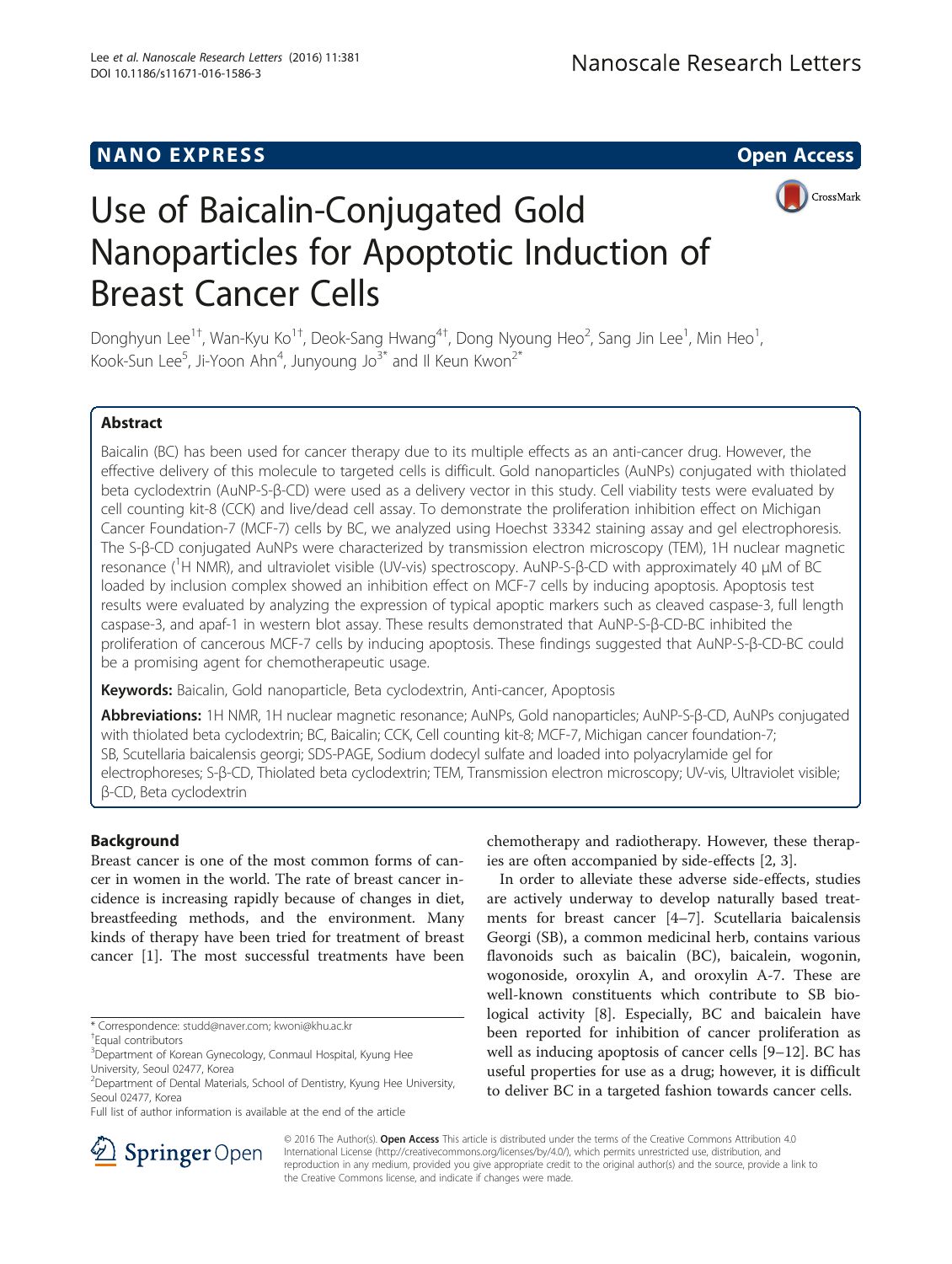NANO EXPRESS

Open Access

# Use of Baicalin-Conjugated Gold Nanoparticles for Apoptotic Induction of Breast Cancer Cells

Donghyun Lee[1†], Wan-Kyu Ko[1†], Deok-Sang Hwang[4†], Dong Nyoung Heo[2], Sang Jin Lee[1], Min Heo[1], Kook-Sun Lee[5], Ji-Yoon Ahn[4], Junyoung Jo[3*] and Il Keun Kwon[2*]

## Abstract

Baicalin (BC) has been used for cancer therapy due to its multiple effects as an anti-cancer drug. However, the effective delivery of this molecule to targeted cells is difficult. Gold nanoparticles (AuNPs) conjugated with thiolated beta cyclodextrin (AuNP-S-β-CD) were used as a delivery vector in this study. Cell viability tests were evaluated by cell counting kit-8 (CCK) and live/dead cell assay. To demonstrate the proliferation inhibition effect on Michigan Cancer Foundation-7 (MCF-7) cells by BC, we analyzed using Hoechst 33342 staining assay and gel electrophoresis. The S-β-CD conjugated AuNPs were characterized by transmission electron microscopy (TEM), 1H nuclear magnetic resonance ($^1$H NMR), and ultraviolet visible (UV-vis) spectroscopy. AuNP-S-β-CD with approximately 40 μM of BC loaded by inclusion complex showed an inhibition effect on MCF-7 cells by inducing apoptosis. Apoptosis test results were evaluated by analyzing the expression of typical apoptic markers such as cleaved caspase-3, full length caspase-3, and apaf-1 in western blot assay. These results demonstrated that AuNP-S-β-CD-BC inhibited the proliferation of cancerous MCF-7 cells by inducing apoptosis. These findings suggested that AuNP-S-β-CD-BC could be a promising agent for chemotherapeutic usage.

**Keywords:** Baicalin, Gold nanoparticle, Beta cyclodextrin, Anti-cancer, Apoptosis

**Abbreviations:** 1H NMR, 1H nuclear magnetic resonance; AuNPs, Gold nanoparticles; AuNP-S-β-CD, AuNPs conjugated with thiolated beta cyclodextrin; BC, Baicalin; CCK, Cell counting kit-8; MCF-7, Michigan cancer foundation-7; SB, Scutellaria baicalensis georgi; SDS-PAGE, Sodium dodecyl sulfate and loaded into polyacrylamide gel for electrophoreses; S-β-CD, Thiolated beta cyclodextrin; TEM, Transmission electron microscopy; UV-vis, Ultraviolet visible; β-CD, Beta cyclodextrin

## Background

Breast cancer is one of the most common forms of cancer in women in the world. The rate of breast cancer incidence is increasing rapidly because of changes in diet, breastfeeding methods, and the environment. Many kinds of therapy have been tried for treatment of breast cancer [1]. The most successful treatments have been chemotherapy and radiotherapy. However, these therapies are often accompanied by side-effects [2, 3].

In order to alleviate these adverse side-effects, studies are actively underway to develop naturally based treatments for breast cancer [4–7]. Scutellaria baicalensis Georgi (SB), a common medicinal herb, contains various flavonoids such as baicalin (BC), baicalein, wogonin, wogonoside, oroxylin A, and oroxylin A-7. These are well-known constituents which contribute to SB biological activity [8]. Especially, BC and baicalein have been reported for inhibition of cancer proliferation as well as inducing apoptosis of cancer cells [9–12]. BC has useful properties for use as a drug; however, it is difficult to deliver BC in a targeted fashion towards cancer cells.

\* Correspondence: studd@naver.com; kwoni@khu.ac.kr

†Equal contributors

[3]Department of Korean Gynecology, Conmaul Hospital, Kyung Hee University, Seoul 02477, Korea

[2]Department of Dental Materials, School of Dentistry, Kyung Hee University, Seoul 02477, Korea

Full list of author information is available at the end of the article

© 2016 The Author(s). **Open Access** This article is distributed under the terms of the Creative Commons Attribution 4.0 International License (http://creativecommons.org/licenses/by/4.0/), which permits unrestricted use, distribution, and reproduction in any medium, provided you give appropriate credit to the original author(s) and the source, provide a link to the Creative Commons license, and indicate if changes were made.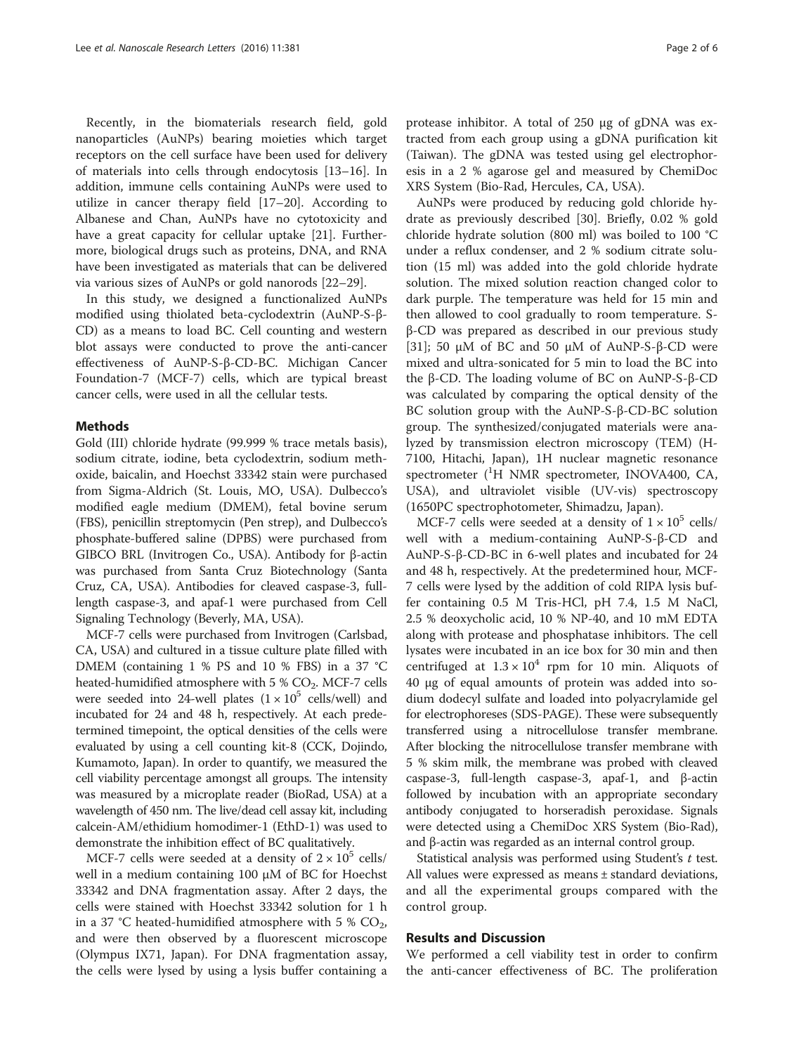Recently, in the biomaterials research field, gold nanoparticles (AuNPs) bearing moieties which target receptors on the cell surface have been used for delivery of materials into cells through endocytosis [13–16]. In addition, immune cells containing AuNPs were used to utilize in cancer therapy field [17–20]. According to Albanese and Chan, AuNPs have no cytotoxicity and have a great capacity for cellular uptake [21]. Furthermore, biological drugs such as proteins, DNA, and RNA have been investigated as materials that can be delivered via various sizes of AuNPs or gold nanorods [22–29].

In this study, we designed a functionalized AuNPs modified using thiolated beta-cyclodextrin (AuNP-S-β-CD) as a means to load BC. Cell counting and western blot assays were conducted to prove the anti-cancer effectiveness of AuNP-S-β-CD-BC. Michigan Cancer Foundation-7 (MCF-7) cells, which are typical breast cancer cells, were used in all the cellular tests.

## Methods

Gold (III) chloride hydrate (99.999 % trace metals basis), sodium citrate, iodine, beta cyclodextrin, sodium methoxide, baicalin, and Hoechst 33342 stain were purchased from Sigma-Aldrich (St. Louis, MO, USA). Dulbecco's modified eagle medium (DMEM), fetal bovine serum (FBS), penicillin streptomycin (Pen strep), and Dulbecco's phosphate-buffered saline (DPBS) were purchased from GIBCO BRL (Invitrogen Co., USA). Antibody for β-actin was purchased from Santa Cruz Biotechnology (Santa Cruz, CA, USA). Antibodies for cleaved caspase-3, full-length caspase-3, and apaf-1 were purchased from Cell Signaling Technology (Beverly, MA, USA).

MCF-7 cells were purchased from Invitrogen (Carlsbad, CA, USA) and cultured in a tissue culture plate filled with DMEM (containing 1 % PS and 10 % FBS) in a 37 °C heated-humidified atmosphere with 5 % $CO_2$. MCF-7 cells were seeded into 24-well plates ($1 \times 10^5$ cells/well) and incubated for 24 and 48 h, respectively. At each predetermined timepoint, the optical densities of the cells were evaluated by using a cell counting kit-8 (CCK, Dojindo, Kumamoto, Japan). In order to quantify, we measured the cell viability percentage amongst all groups. The intensity was measured by a microplate reader (BioRad, USA) at a wavelength of 450 nm. The live/dead cell assay kit, including calcein-AM/ethidium homodimer-1 (EthD-1) was used to demonstrate the inhibition effect of BC qualitatively.

MCF-7 cells were seeded at a density of $2 \times 10^5$ cells/well in a medium containing 100 μM of BC for Hoechst 33342 and DNA fragmentation assay. After 2 days, the cells were stained with Hoechst 33342 solution for 1 h in a 37 °C heated-humidified atmosphere with 5 % $CO_2$, and were then observed by a fluorescent microscope (Olympus IX71, Japan). For DNA fragmentation assay, the cells were lysed by using a lysis buffer containing a protease inhibitor. A total of 250 μg of gDNA was extracted from each group using a gDNA purification kit (Taiwan). The gDNA was tested using gel electrophoresis in a 2 % agarose gel and measured by ChemiDoc XRS System (Bio-Rad, Hercules, CA, USA).

AuNPs were produced by reducing gold chloride hydrate as previously described [30]. Briefly, 0.02 % gold chloride hydrate solution (800 ml) was boiled to 100 °C under a reflux condenser, and 2 % sodium citrate solution (15 ml) was added into the gold chloride hydrate solution. The mixed solution reaction changed color to dark purple. The temperature was held for 15 min and then allowed to cool gradually to room temperature. S-β-CD was prepared as described in our previous study [31]; 50 μM of BC and 50 μM of AuNP-S-β-CD were mixed and ultra-sonicated for 5 min to load the BC into the β-CD. The loading volume of BC on AuNP-S-β-CD was calculated by comparing the optical density of the BC solution group with the AuNP-S-β-CD-BC solution group. The synthesized/conjugated materials were analyzed by transmission electron microscopy (TEM) (H-7100, Hitachi, Japan), 1H nuclear magnetic resonance spectrometer ($^1H$ NMR spectrometer, INOVA400, CA, USA), and ultraviolet visible (UV-vis) spectroscopy (1650PC spectrophotometer, Shimadzu, Japan).

MCF-7 cells were seeded at a density of $1 \times 10^5$ cells/well with a medium-containing AuNP-S-β-CD and AuNP-S-β-CD-BC in 6-well plates and incubated for 24 and 48 h, respectively. At the predetermined hour, MCF-7 cells were lysed by the addition of cold RIPA lysis buffer containing 0.5 M Tris-HCl, pH 7.4, 1.5 M NaCl, 2.5 % deoxycholic acid, 10 % NP-40, and 10 mM EDTA along with protease and phosphatase inhibitors. The cell lysates were incubated in an ice box for 30 min and then centrifuged at $1.3 \times 10^4$ rpm for 10 min. Aliquots of 40 μg of equal amounts of protein was added into sodium dodecyl sulfate and loaded into polyacrylamide gel for electrophoreses (SDS-PAGE). These were subsequently transferred using a nitrocellulose transfer membrane. After blocking the nitrocellulose transfer membrane with 5 % skim milk, the membrane was probed with cleaved caspase-3, full-length caspase-3, apaf-1, and β-actin followed by incubation with an appropriate secondary antibody conjugated to horseradish peroxidase. Signals were detected using a ChemiDoc XRS System (Bio-Rad), and β-actin was regarded as an internal control group.

Statistical analysis was performed using Student's *t* test. All values were expressed as means ± standard deviations, and all the experimental groups compared with the control group.

## Results and Discussion

We performed a cell viability test in order to confirm the anti-cancer effectiveness of BC. The proliferation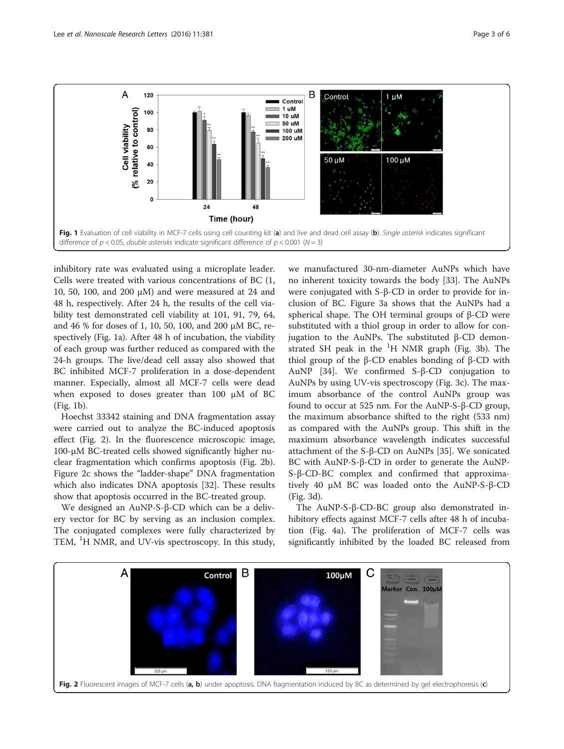Fig. 1 Evaluation of cell viability in MCF-7 cells using cell counting kit (**a**) and live and dead cell assay (**b**). *Single asterisk* indicates significant difference of $p < 0.05$, *double asterisks* indicate significant difference of $p < 0.001$ ($N = 3$)

inhibitory rate was evaluated using a microplate leader. Cells were treated with various concentrations of BC (1, 10, 50, 100, and 200 μM) and were measured at 24 and 48 h, respectively. After 24 h, the results of the cell viability test demonstrated cell viability at 101, 91, 79, 64, and 46 % for doses of 1, 10, 50, 100, and 200 μM BC, respectively (Fig. 1a). After 48 h of incubation, the viability of each group was further reduced as compared with the 24-h groups. The live/dead cell assay also showed that BC inhibited MCF-7 proliferation in a dose-dependent manner. Especially, almost all MCF-7 cells were dead when exposed to doses greater than 100 μM of BC (Fig. 1b).

Hoechst 33342 staining and DNA fragmentation assay were carried out to analyze the BC-induced apoptosis effect (Fig. 2). In the fluorescence microscopic image, 100-μM BC-treated cells showed significantly higher nuclear fragmentation which confirms apoptosis (Fig. 2b). Figure 2c shows the "ladder-shape" DNA fragmentation which also indicates DNA apoptosis [32]. These results show that apoptosis occurred in the BC-treated group.

We designed an AuNP-S-β-CD which can be a delivery vector for BC by serving as an inclusion complex. The conjugated complexes were fully characterized by TEM, $^{1}$H NMR, and UV-vis spectroscopy. In this study, we manufactured 30-nm-diameter AuNPs which have no inherent toxicity towards the body [33]. The AuNPs were conjugated with S-β-CD in order to provide for inclusion of BC. Figure 3a shows that the AuNPs had a spherical shape. The OH terminal groups of β-CD were substituted with a thiol group in order to allow for conjugation to the AuNPs. The substituted β-CD demonstrated SH peak in the $^{1}$H NMR graph (Fig. 3b). The thiol group of the β-CD enables bonding of β-CD with AuNP [34]. We confirmed S-β-CD conjugation to AuNPs by using UV-vis spectroscopy (Fig. 3c). The maximum absorbance of the control AuNPs group was found to occur at 525 nm. For the AuNP-S-β-CD group, the maximum absorbance shifted to the right (533 nm) as compared with the AuNPs group. This shift in the maximum absorbance wavelength indicates successful attachment of the S-β-CD on AuNPs [35]. We sonicated BC with AuNP-S-β-CD in order to generate the AuNP-S-β-CD-BC complex and confirmed that approximately 40 μM BC was loaded onto the AuNP-S-β-CD (Fig. 3d).

The AuNP-S-β-CD-BC group also demonstrated inhibitory effects against MCF-7 cells after 48 h of incubation (Fig. 4a). The proliferation of MCF-7 cells was significantly inhibited by the loaded BC released from

Fig. 2 Fluorescent images of MCF-7 cells (**a, b**) under apoptosis. DNA fragmentation induced by BC as determined by gel electrophoresis (**c**)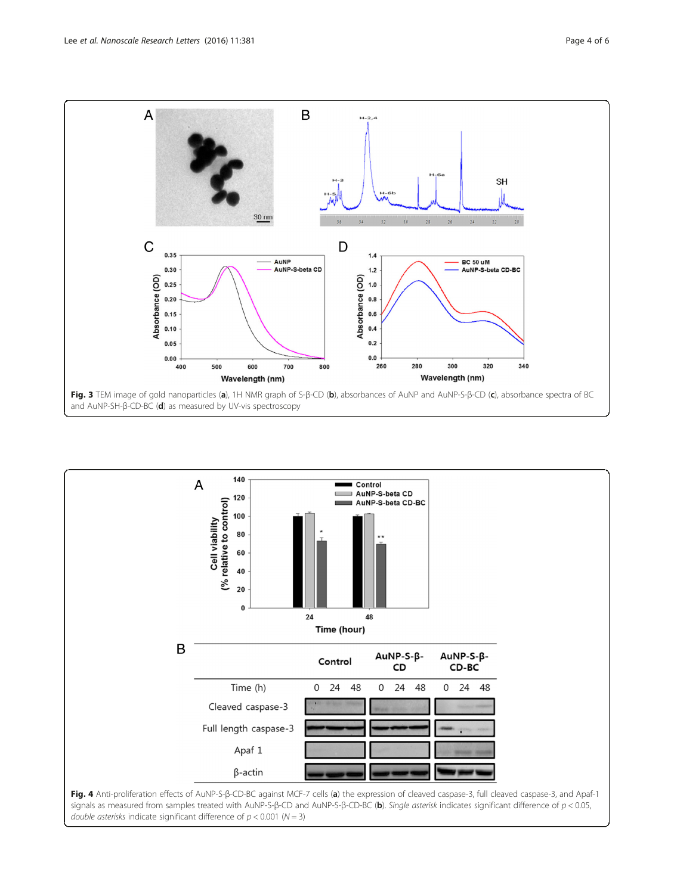**Fig. 3** TEM image of gold nanoparticles (**a**), 1H NMR graph of S-β-CD (**b**), absorbances of AuNP and AuNP-S-β-CD (**c**), absorbance spectra of BC and AuNP-SH-β-CD-BC (**d**) as measured by UV-vis spectroscopy

**Fig. 4** Anti-proliferation effects of AuNP-S-β-CD-BC against MCF-7 cells (**a**) the expression of cleaved caspase-3, full cleaved caspase-3, and Apaf-1 signals as measured from samples treated with AuNP-S-β-CD and AuNP-S-β-CD-BC (**b**). *Single asterisk* indicates significant difference of $p < 0.05$, *double asterisks* indicate significant difference of $p < 0.001$ ($N = 3$)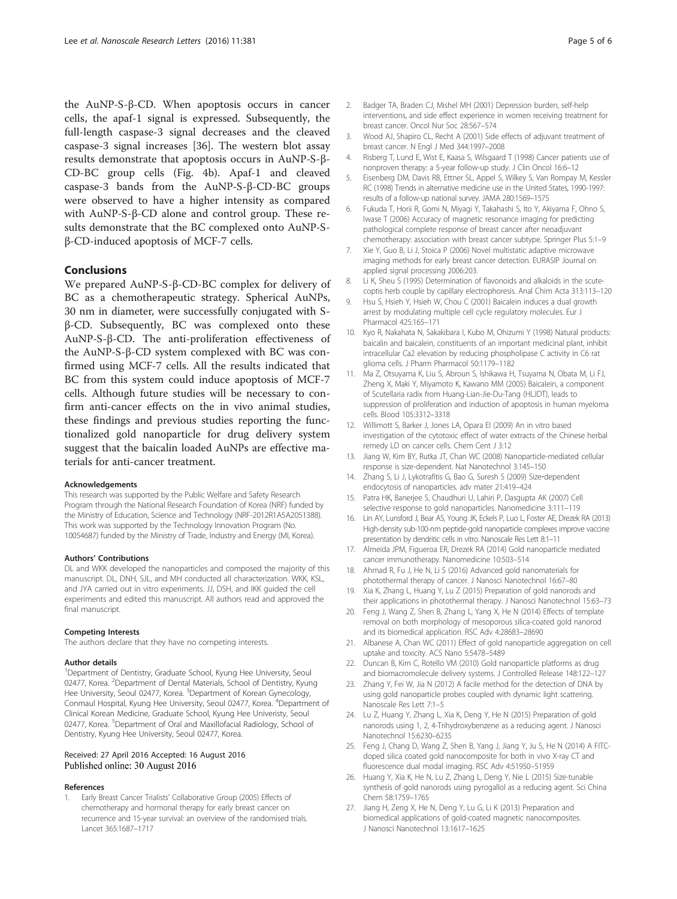the AuNP-S-β-CD. When apoptosis occurs in cancer cells, the apaf-1 signal is expressed. Subsequently, the full-length caspase-3 signal decreases and the cleaved caspase-3 signal increases [36]. The western blot assay results demonstrate that apoptosis occurs in AuNP-S-β-CD-BC group cells (Fig. 4b). Apaf-1 and cleaved caspase-3 bands from the AuNP-S-β-CD-BC groups were observed to have a higher intensity as compared with AuNP-S-β-CD alone and control group. These results demonstrate that the BC complexed onto AuNP-S-β-CD-induced apoptosis of MCF-7 cells.

## Conclusions

We prepared AuNP-S-β-CD-BC complex for delivery of BC as a chemotherapeutic strategy. Spherical AuNPs, 30 nm in diameter, were successfully conjugated with S-β-CD. Subsequently, BC was complexed onto these AuNP-S-β-CD. The anti-proliferation effectiveness of the AuNP-S-β-CD system complexed with BC was confirmed using MCF-7 cells. All the results indicated that BC from this system could induce apoptosis of MCF-7 cells. Although future studies will be necessary to confirm anti-cancer effects on the in vivo animal studies, these findings and previous studies reporting the functionalized gold nanoparticle for drug delivery system suggest that the baicalin loaded AuNPs are effective materials for anti-cancer treatment.

#### Acknowledgements

This research was supported by the Public Welfare and Safety Research Program through the National Research Foundation of Korea (NRF) funded by the Ministry of Education, Science and Technology (NRF-2012R1A5A2051388). This work was supported by the Technology Innovation Program (No. 10054687) funded by the Ministry of Trade, Industry and Energy (MI, Korea).

#### Authors' Contributions

DL and WKK developed the nanoparticles and composed the majority of this manuscript. DL, DNH, SJL, and MH conducted all characterization. WKK, KSL, and JYA carried out in vitro experiments. JJ, DSH, and IKK guided the cell experiments and edited this manuscript. All authors read and approved the final manuscript.

#### Competing Interests

The authors declare that they have no competing interests.

#### Author details

[1]Department of Dentistry, Graduate School, Kyung Hee University, Seoul 02477, Korea. [2]Department of Dental Materials, School of Dentistry, Kyung Hee University, Seoul 02477, Korea. [3]Department of Korean Gynecology, Conmaul Hospital, Kyung Hee University, Seoul 02477, Korea. [4]Department of Clinical Korean Medicine, Graduate School, Kyung Hee Univeristy, Seoul 02477, Korea. [5]Department of Oral and Maxillofacial Radiology, School of Dentistry, Kyung Hee University, Seoul 02477, Korea.

Received: 27 April 2016 Accepted: 16 August 2016
Published online: 30 August 2016

#### References

1. Early Breast Cancer Trialists' Collaborative Group (2005) Effects of chemotherapy and hormonal therapy for early breast cancer on recurrence and 15-year survival: an overview of the randomised trials. Lancet 365:1687–1717
2. Badger TA, Braden CJ, Mishel MH (2001) Depression burden, self-help interventions, and side effect experience in women receiving treatment for breast cancer. Oncol Nur Soc 28:567–574
3. Wood AJ, Shapiro CL, Recht A (2001) Side effects of adjuvant treatment of breast cancer. N Engl J Med 344:1997–2008
4. Risberg T, Lund E, Wist E, Kaasa S, Wilsgaard T (1998) Cancer patients use of nonproven therapy: a 5-year follow-up study. J Clin Oncol 16:6–12
5. Eisenberg DM, Davis RB, Ettner SL, Appel S, Wilkey S, Van Rompay M, Kessler RC (1998) Trends in alternative medicine use in the United States, 1990-1997: results of a follow-up national survey. JAMA 280:1569–1575
6. Fukuda T, Horii R, Gomi N, Miyagi Y, Takahashi S, Ito Y, Akiyama F, Ohno S, Iwase T (2006) Accuracy of magnetic resonance imaging for predicting pathological complete response of breast cancer after neoadjuvant chemotherapy: association with breast cancer subtype. Springer Plus 5:1–9
7. Xie Y, Guo B, Li J, Stoica P (2006) Novel multistatic adaptive microwave imaging methods for early breast cancer detection. EURASIP Journal on applied signal processing 2006:203.
8. Li K, Sheu S (1995) Determination of flavonoids and alkaloids in the scute-coptis herb couple by capillary electrophoresis. Anal Chim Acta 313:113–120
9. Hsu S, Hsieh Y, Hsieh W, Chou C (2001) Baicalein induces a dual growth arrest by modulating multiple cell cycle regulatory molecules. Eur J Pharmacol 425:165–171
10. Kyo R, Nakahata N, Sakakibara I, Kubo M, Ohizumi Y (1998) Natural products: baicalin and baicalein, constituents of an important medicinal plant, inhibit intracellular Ca2 elevation by reducing phospholipase C activity in C6 rat glioma cells. J Pharm Pharmacol 50:1179–1182
11. Ma Z, Otsuyama K, Liu S, Abroun S, Ishikawa H, Tsuyama N, Obata M, Li FJ, Zheng X, Maki Y, Miyamoto K, Kawano MM (2005) Baicalein, a component of Scutellaria radix from Huang-Lian-Jie-Du-Tang (HLJDT), leads to suppression of proliferation and induction of apoptosis in human myeloma cells. Blood 105:3312–3318
12. Willimott S, Barker J, Jones LA, Opara EI (2009) An in vitro based investigation of the cytotoxic effect of water extracts of the Chinese herbal remedy LD on cancer cells. Chem Cent J 3:12
13. Jiang W, Kim BY, Rutka JT, Chan WC (2008) Nanoparticle-mediated cellular response is size-dependent. Nat Nanotechnol 3:145–150
14. Zhang S, Li J, Lykotrafitis G, Bao G, Suresh S (2009) Size-dependent endocytosis of nanoparticles. adv mater 21:419–424
15. Patra HK, Banerjee S, Chaudhuri U, Lahiri P, Dasgupta AK (2007) Cell selective response to gold nanoparticles. Nanomedicine 3:111–119
16. Lin AY, Lunsford J, Bear AS, Young JK, Eckels P, Luo L, Foster AE, Drezek RA (2013) High-density sub-100-nm peptide-gold nanoparticle complexes improve vaccine presentation by dendritic cells in vitro. Nanoscale Res Lett 8:1–11
17. Almeida JPM, Figueroa ER, Drezek RA (2014) Gold nanoparticle mediated cancer immunotherapy. Nanomedicine 10:503–514
18. Ahmad R, Fu J, He N, Li S (2016) Advanced gold nanomaterials for photothermal therapy of cancer. J Nanosci Nanotechnol 16:67–80
19. Xia K, Zhang L, Huang Y, Lu Z (2015) Preparation of gold nanorods and their applications in photothermal therapy. J Nanosci Nanotechnol 15:63–73
20. Feng J, Wang Z, Shen B, Zhang L, Yang X, He N (2014) Effects of template removal on both morphology of mesoporous silica-coated gold nanorod and its biomedical application. RSC Adv 4:28683–28690
21. Albanese A, Chan WC (2011) Effect of gold nanoparticle aggregation on cell uptake and toxicity. ACS Nano 5:5478–5489
22. Duncan B, Kim C, Rotello VM (2010) Gold nanoparticle platforms as drug and biomacromolecule delivery systems. J Controlled Release 148:122–127
23. Zhang Y, Fei W, Jia N (2012) A facile method for the detection of DNA by using gold nanoparticle probes coupled with dynamic light scattering. Nanoscale Res Lett 7:1–5
24. Lu Z, Huang Y, Zhang L, Xia K, Deng Y, He N (2015) Preparation of gold nanorods using 1, 2, 4-Trihydroxybenzene as a reducing agent. J Nanosci Nanotechnol 15:6230–6235
25. Feng J, Chang D, Wang Z, Shen B, Yang J, Jiang Y, Ju S, He N (2014) A FITC-doped silica coated gold nanocomposite for both in vivo X-ray CT and fluorescence dual modal imaging. RSC Adv 4:51950–51959
26. Huang Y, Xia K, He N, Lu Z, Zhang L, Deng Y, Nie L (2015) Size-tunable synthesis of gold nanorods using pyrogallol as a reducing agent. Sci China Chem 58:1759–1765
27. Jiang H, Zeng X, He N, Deng Y, Lu G, Li K (2013) Preparation and biomedical applications of gold-coated magnetic nanocomposites. J Nanosci Nanotechnol 13:1617–1625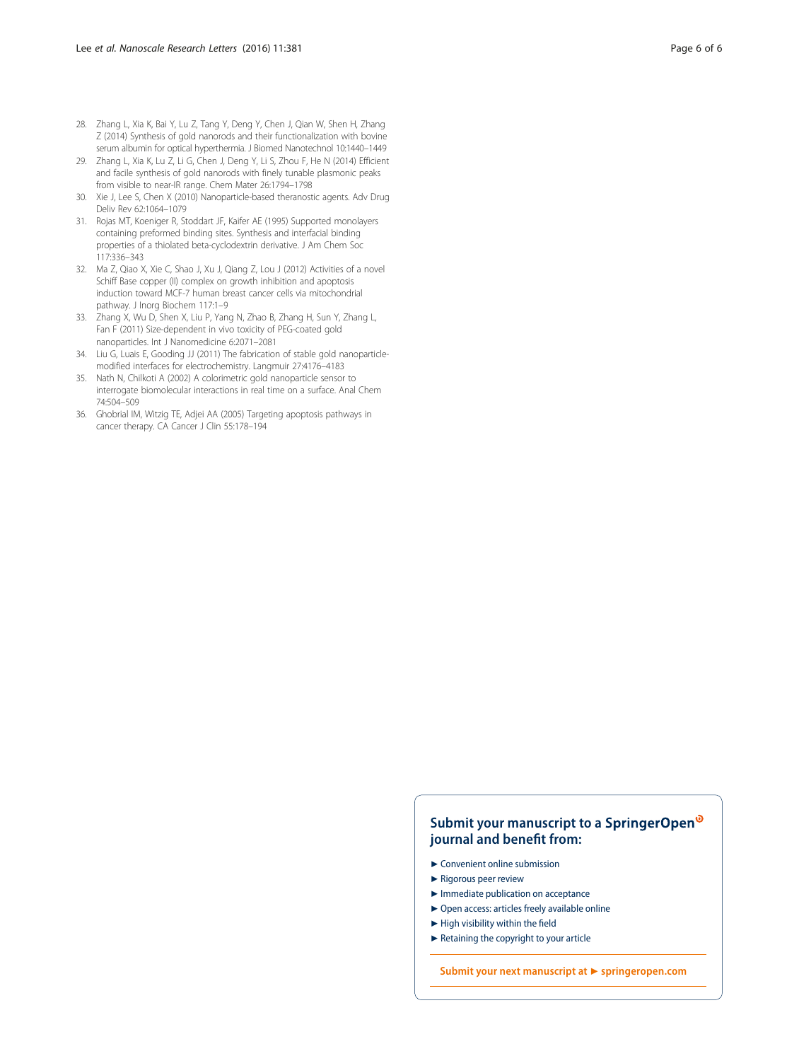28. Zhang L, Xia K, Bai Y, Lu Z, Tang Y, Deng Y, Chen J, Qian W, Shen H, Zhang Z (2014) Synthesis of gold nanorods and their functionalization with bovine serum albumin for optical hyperthermia. J Biomed Nanotechnol 10:1440–1449
29. Zhang L, Xia K, Lu Z, Li G, Chen J, Deng Y, Li S, Zhou F, He N (2014) Efficient and facile synthesis of gold nanorods with finely tunable plasmonic peaks from visible to near-IR range. Chem Mater 26:1794–1798
30. Xie J, Lee S, Chen X (2010) Nanoparticle-based theranostic agents. Adv Drug Deliv Rev 62:1064–1079
31. Rojas MT, Koeniger R, Stoddart JF, Kaifer AE (1995) Supported monolayers containing preformed binding sites. Synthesis and interfacial binding properties of a thiolated beta-cyclodextrin derivative. J Am Chem Soc 117:336–343
32. Ma Z, Qiao X, Xie C, Shao J, Xu J, Qiang Z, Lou J (2012) Activities of a novel Schiff Base copper (II) complex on growth inhibition and apoptosis induction toward MCF-7 human breast cancer cells via mitochondrial pathway. J Inorg Biochem 117:1–9
33. Zhang X, Wu D, Shen X, Liu P, Yang N, Zhao B, Zhang H, Sun Y, Zhang L, Fan F (2011) Size-dependent in vivo toxicity of PEG-coated gold nanoparticles. Int J Nanomedicine 6:2071–2081
34. Liu G, Luais E, Gooding JJ (2011) The fabrication of stable gold nanoparticle-modified interfaces for electrochemistry. Langmuir 27:4176–4183
35. Nath N, Chilkoti A (2002) A colorimetric gold nanoparticle sensor to interrogate biomolecular interactions in real time on a surface. Anal Chem 74:504–509
36. Ghobrial IM, Witzig TE, Adjei AA (2005) Targeting apoptosis pathways in cancer therapy. CA Cancer J Clin 55:178–194

**Submit your manuscript to a SpringerOpen journal and benefit from:**

- ► Convenient online submission
- ► Rigorous peer review
- ► Immediate publication on acceptance
- ► Open access: articles freely available online
- ► High visibility within the field
- ► Retaining the copyright to your article

**Submit your next manuscript at ► springeropen.com**